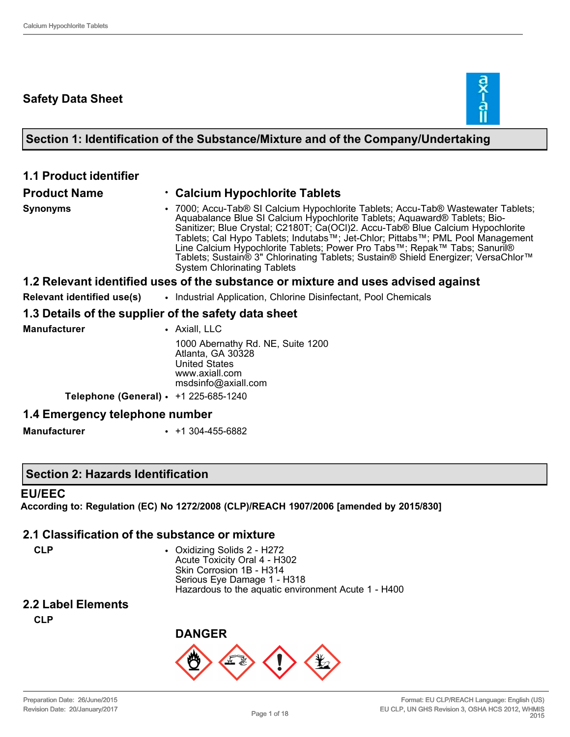# Safety Data Sheet

## Section 1: Identification of the Substance/Mixture and of the Company/Undertaking

### 1.1 Product identifier

**Product Name**
- **Calcium Hypochlorite Tablets**

**Synonyms**
- 7000; Accu-Tab® SI Calcium Hypochlorite Tablets; Accu-Tab® Wastewater Tablets; Aquabalance Blue SI Calcium Hypochlorite Tablets; Aquaward® Tablets; Bio-Sanitizer; Blue Crystal; C2180T; $Ca(OCl)_2$. Accu-Tab® Blue Calcium Hypochlorite Tablets; Cal Hypo Tablets; Indutabs™; Jet-Chlor; Pittabs™; PML Pool Management Line Calcium Hypochlorite Tablets; Power Pro Tabs™; Repak™ Tabs; Sanuril® Tablets; Sustain® 3" Chlorinating Tablets; Sustain® Shield Energizer; VersaChlor™ System Chlorinating Tablets

### 1.2 Relevant identified uses of the substance or mixture and uses advised against

**Relevant identified use(s)**
- Industrial Application, Chlorine Disinfectant, Pool Chemicals

### 1.3 Details of the supplier of the safety data sheet

**Manufacturer**
- Axiall, LLC

  1000 Abernathy Rd. NE, Suite 1200
  Atlanta, GA 30328
  United States
  www.axiall.com
  msdsinfo@axiall.com

**Telephone (General)**
- +1 225-685-1240

### 1.4 Emergency telephone number

**Manufacturer**
- +1 304-455-6882

## Section 2: Hazards Identification

### EU/EEC

**According to: Regulation (EC) No 1272/2008 (CLP)/REACH 1907/2006 [amended by 2015/830]**

### 2.1 Classification of the substance or mixture

**CLP**
- Oxidizing Solids 2 - H272
  Acute Toxicity Oral 4 - H302
  Skin Corrosion 1B - H314
  Serious Eye Damage 1 - H318
  Hazardous to the aquatic environment Acute 1 - H400

### 2.2 Label Elements

**CLP**

**DANGER**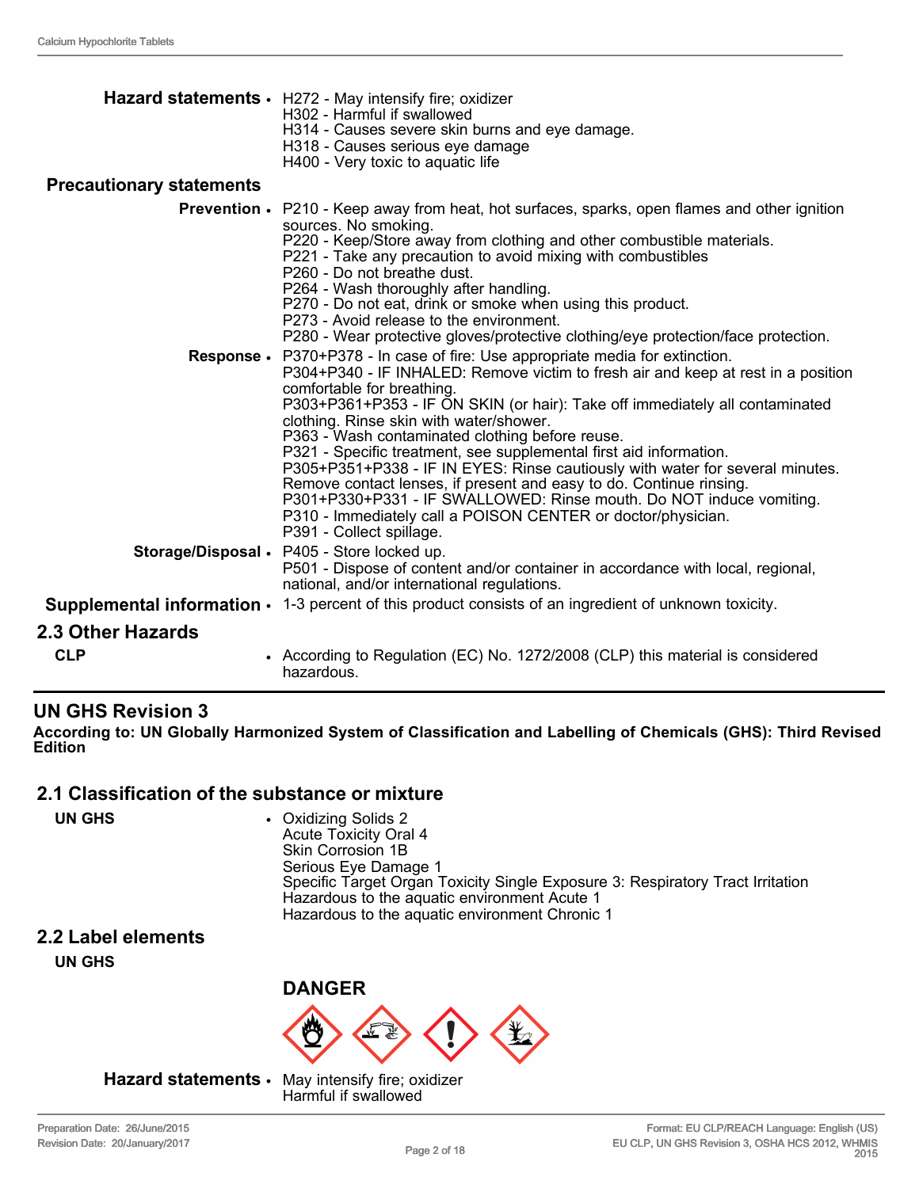**Hazard statements**
- H272 - May intensify fire; oxidizer
  H302 - Harmful if swallowed
  H314 - Causes severe skin burns and eye damage.
  H318 - Causes serious eye damage
  H400 - Very toxic to aquatic life

**Precautionary statements**

**Prevention**
- P210 - Keep away from heat, hot surfaces, sparks, open flames and other ignition sources. No smoking.
  P220 - Keep/Store away from clothing and other combustible materials.
  P221 - Take any precaution to avoid mixing with combustibles
  P260 - Do not breathe dust.
  P264 - Wash thoroughly after handling.
  P270 - Do not eat, drink or smoke when using this product.
  P273 - Avoid release to the environment.
  P280 - Wear protective gloves/protective clothing/eye protection/face protection.

**Response**
- P370+P378 - In case of fire: Use appropriate media for extinction.
  P304+P340 - IF INHALED: Remove victim to fresh air and keep at rest in a position comfortable for breathing.
  P303+P361+P353 - IF ON SKIN (or hair): Take off immediately all contaminated clothing. Rinse skin with water/shower.
  P363 - Wash contaminated clothing before reuse.
  P321 - Specific treatment, see supplemental first aid information.
  P305+P351+P338 - IF IN EYES: Rinse cautiously with water for several minutes. Remove contact lenses, if present and easy to do. Continue rinsing.
  P301+P330+P331 - IF SWALLOWED: Rinse mouth. Do NOT induce vomiting.
  P310 - Immediately call a POISON CENTER or doctor/physician.
  P391 - Collect spillage.

**Storage/Disposal**
- P405 - Store locked up.
  P501 - Dispose of content and/or container in accordance with local, regional, national, and/or international regulations.

**Supplemental information**
- 1-3 percent of this product consists of an ingredient of unknown toxicity.

## 2.3 Other Hazards

**CLP**
- According to Regulation (EC) No. 1272/2008 (CLP) this material is considered hazardous.

## UN GHS Revision 3

**According to: UN Globally Harmonized System of Classification and Labelling of Chemicals (GHS): Third Revised Edition**

## 2.1 Classification of the substance or mixture

**UN GHS**
- Oxidizing Solids 2
  Acute Toxicity Oral 4
  Skin Corrosion 1B
  Serious Eye Damage 1
  Specific Target Organ Toxicity Single Exposure 3: Respiratory Tract Irritation
  Hazardous to the aquatic environment Acute 1
  Hazardous to the aquatic environment Chronic 1

## 2.2 Label elements

**UN GHS**

**DANGER**

**Hazard statements**
- May intensify fire; oxidizer
  Harmful if swallowed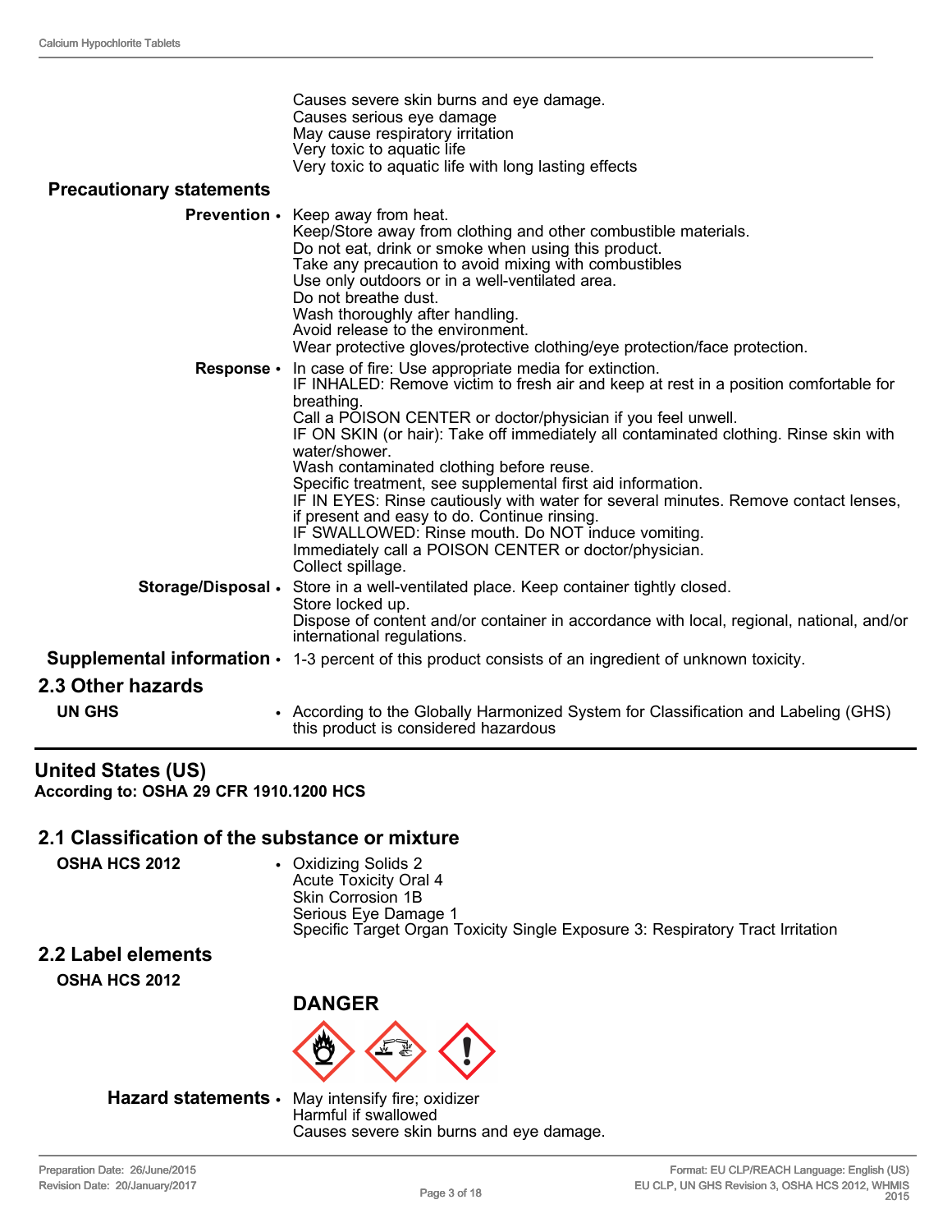Causes severe skin burns and eye damage.
Causes serious eye damage
May cause respiratory irritation
Very toxic to aquatic life
Very toxic to aquatic life with long lasting effects

**Precautionary statements**

**Prevention** • Keep away from heat.
Keep/Store away from clothing and other combustible materials.
Do not eat, drink or smoke when using this product.
Take any precaution to avoid mixing with combustibles
Use only outdoors or in a well-ventilated area.
Do not breathe dust.
Wash thoroughly after handling.
Avoid release to the environment.
Wear protective gloves/protective clothing/eye protection/face protection.

**Response** • In case of fire: Use appropriate media for extinction.
IF INHALED: Remove victim to fresh air and keep at rest in a position comfortable for breathing.
Call a POISON CENTER or doctor/physician if you feel unwell.
IF ON SKIN (or hair): Take off immediately all contaminated clothing. Rinse skin with water/shower.
Wash contaminated clothing before reuse.
Specific treatment, see supplemental first aid information.
IF IN EYES: Rinse cautiously with water for several minutes. Remove contact lenses, if present and easy to do. Continue rinsing.
IF SWALLOWED: Rinse mouth. Do NOT induce vomiting.
Immediately call a POISON CENTER or doctor/physician.
Collect spillage.

**Storage/Disposal** • Store in a well-ventilated place. Keep container tightly closed.
Store locked up.
Dispose of content and/or container in accordance with local, regional, national, and/or international regulations.

**Supplemental information** • 1-3 percent of this product consists of an ingredient of unknown toxicity.

## 2.3 Other hazards

**UN GHS** • According to the Globally Harmonized System for Classification and Labeling (GHS) this product is considered hazardous

# United States (US)

**According to: OSHA 29 CFR 1910.1200 HCS**

## 2.1 Classification of the substance or mixture

**OSHA HCS 2012** • Oxidizing Solids 2
Acute Toxicity Oral 4
Skin Corrosion 1B
Serious Eye Damage 1
Specific Target Organ Toxicity Single Exposure 3: Respiratory Tract Irritation

## 2.2 Label elements

**OSHA HCS 2012**

**DANGER**

**Hazard statements** • May intensify fire; oxidizer
Harmful if swallowed
Causes severe skin burns and eye damage.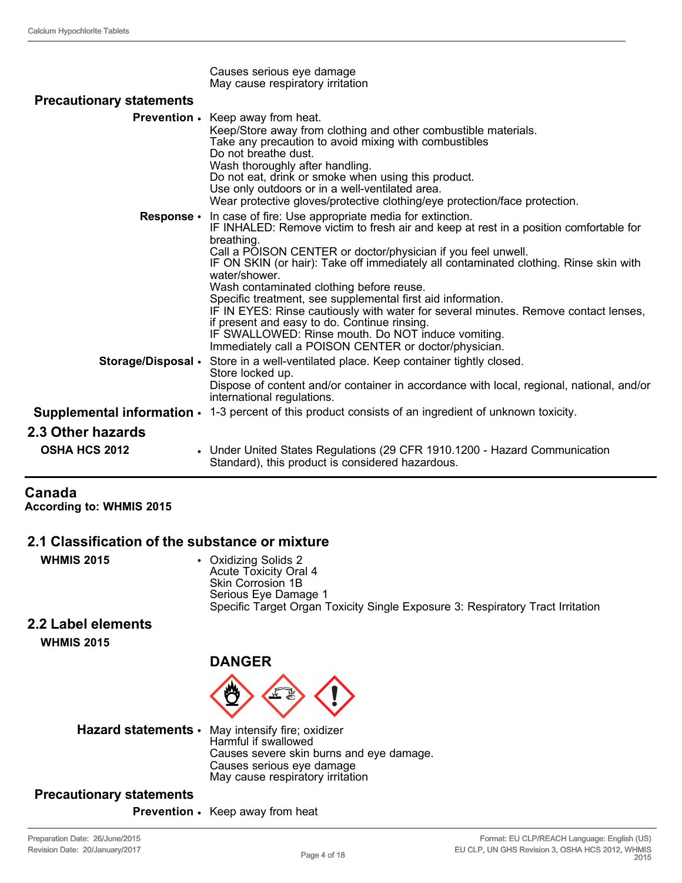Causes serious eye damage
May cause respiratory irritation

**Precautionary statements**

**Prevention** • Keep away from heat.
Keep/Store away from clothing and other combustible materials.
Take any precaution to avoid mixing with combustibles
Do not breathe dust.
Wash thoroughly after handling.
Do not eat, drink or smoke when using this product.
Use only outdoors or in a well-ventilated area.
Wear protective gloves/protective clothing/eye protection/face protection.

**Response** • In case of fire: Use appropriate media for extinction.
IF INHALED: Remove victim to fresh air and keep at rest in a position comfortable for breathing.
Call a POISON CENTER or doctor/physician if you feel unwell.
IF ON SKIN (or hair): Take off immediately all contaminated clothing. Rinse skin with water/shower.
Wash contaminated clothing before reuse.
Specific treatment, see supplemental first aid information.
IF IN EYES: Rinse cautiously with water for several minutes. Remove contact lenses, if present and easy to do. Continue rinsing.
IF SWALLOWED: Rinse mouth. Do NOT induce vomiting.
Immediately call a POISON CENTER or doctor/physician.

**Storage/Disposal** • Store in a well-ventilated place. Keep container tightly closed.
Store locked up.
Dispose of content and/or container in accordance with local, regional, national, and/or international regulations.

**Supplemental information** • 1-3 percent of this product consists of an ingredient of unknown toxicity.

## 2.3 Other hazards

**OSHA HCS 2012** • Under United States Regulations (29 CFR 1910.1200 - Hazard Communication Standard), this product is considered hazardous.

---

# Canada

**According to: WHMIS 2015**

## 2.1 Classification of the substance or mixture

**WHMIS 2015** • Oxidizing Solids 2
Acute Toxicity Oral 4
Skin Corrosion 1B
Serious Eye Damage 1
Specific Target Organ Toxicity Single Exposure 3: Respiratory Tract Irritation

## 2.2 Label elements

**WHMIS 2015**

**DANGER**

**Hazard statements** • May intensify fire; oxidizer
Harmful if swallowed
Causes severe skin burns and eye damage.
Causes serious eye damage
May cause respiratory irritation

**Precautionary statements**

**Prevention** • Keep away from heat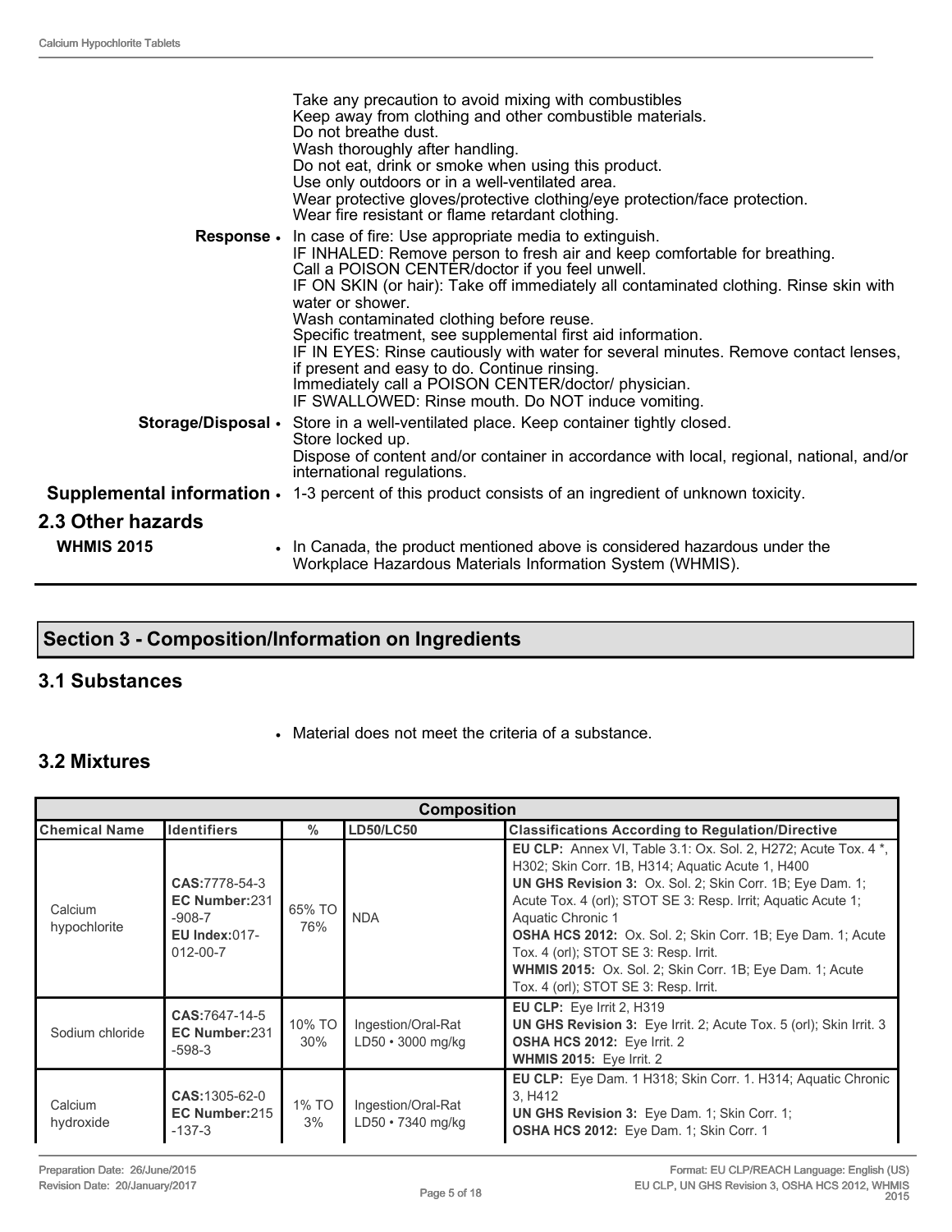Take any precaution to avoid mixing with combustibles
Keep away from clothing and other combustible materials.
Do not breathe dust.
Wash thoroughly after handling.
Do not eat, drink or smoke when using this product.
Use only outdoors or in a well-ventilated area.
Wear protective gloves/protective clothing/eye protection/face protection.
Wear fire resistant or flame retardant clothing.

**Response** • In case of fire: Use appropriate media to extinguish.
IF INHALED: Remove person to fresh air and keep comfortable for breathing.
Call a POISON CENTER/doctor if you feel unwell.
IF ON SKIN (or hair): Take off immediately all contaminated clothing. Rinse skin with water or shower.
Wash contaminated clothing before reuse.
Specific treatment, see supplemental first aid information.
IF IN EYES: Rinse cautiously with water for several minutes. Remove contact lenses, if present and easy to do. Continue rinsing.
Immediately call a POISON CENTER/doctor/ physician.
IF SWALLOWED: Rinse mouth. Do NOT induce vomiting.

**Storage/Disposal** • Store in a well-ventilated place. Keep container tightly closed.
Store locked up.
Dispose of content and/or container in accordance with local, regional, national, and/or international regulations.

**Supplemental information** • 1-3 percent of this product consists of an ingredient of unknown toxicity.

## 2.3 Other hazards

**WHMIS 2015** • In Canada, the product mentioned above is considered hazardous under the Workplace Hazardous Materials Information System (WHMIS).

# Section 3 - Composition/Information on Ingredients

## 3.1 Substances

- Material does not meet the criteria of a substance.

## 3.2 Mixtures

| Composition | | | | |
|---|---|---|---|---|
| **Chemical Name** | **Identifiers** | **%** | **LD50/LC50** | **Classifications According to Regulation/Directive** |
| Calcium hypochlorite | **CAS:**7778-54-3 **EC Number:**231-908-7 **EU Index:**017-012-00-7 | 65% TO 76% | NDA | **EU CLP:** Annex VI, Table 3.1: Ox. Sol. 2, H272; Acute Tox. 4 *, H302; Skin Corr. 1B, H314; Aquatic Acute 1, H400 **UN GHS Revision 3:** Ox. Sol. 2; Skin Corr. 1B; Eye Dam. 1; Acute Tox. 4 (orl); STOT SE 3: Resp. Irrit; Aquatic Acute 1; Aquatic Chronic 1 **OSHA HCS 2012:** Ox. Sol. 2; Skin Corr. 1B; Eye Dam. 1; Acute Tox. 4 (orl); STOT SE 3: Resp. Irrit. **WHMIS 2015:** Ox. Sol. 2; Skin Corr. 1B; Eye Dam. 1; Acute Tox. 4 (orl); STOT SE 3: Resp. Irrit. |
| Sodium chloride | **CAS:**7647-14-5 **EC Number:**231-598-3 | 10% TO 30% | Ingestion/Oral-Rat LD50 • 3000 mg/kg | **EU CLP:** Eye Irrit 2, H319 **UN GHS Revision 3:** Eye Irrit. 2; Acute Tox. 5 (orl); Skin Irrit. 3 **OSHA HCS 2012:** Eye Irrit. 2 **WHMIS 2015:** Eye Irrit. 2 |
| Calcium hydroxide | **CAS:**1305-62-0 **EC Number:**215-137-3 | 1% TO 3% | Ingestion/Oral-Rat LD50 • 7340 mg/kg | **EU CLP:** Eye Dam. 1 H318; Skin Corr. 1. H314; Aquatic Chronic 3, H412 **UN GHS Revision 3:** Eye Dam. 1; Skin Corr. 1; **OSHA HCS 2012:** Eye Dam. 1; Skin Corr. 1 |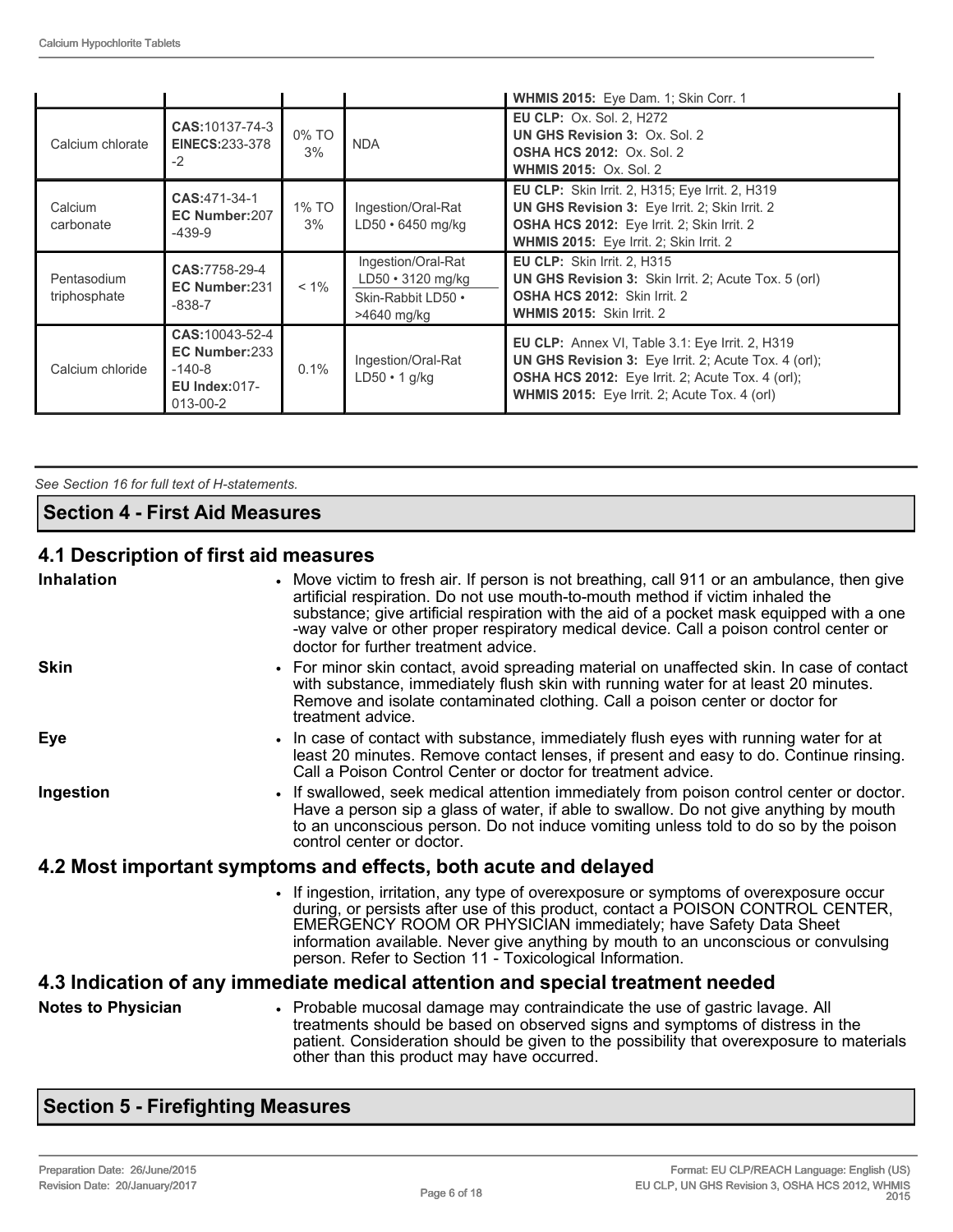| | | | | **WHMIS 2015:** Eye Dam. 1; Skin Corr. 1 |
|---|---|---|---|---|
| Calcium chlorate | **CAS:**10137-74-3 **EINECS:**233-378-2 | 0% TO 3% | NDA | **EU CLP:** Ox. Sol. 2, H272 **UN GHS Revision 3:** Ox. Sol. 2 **OSHA HCS 2012:** Ox. Sol. 2 **WHMIS 2015:** Ox. Sol. 2 |
| Calcium carbonate | **CAS:**471-34-1 **EC Number:**207-439-9 | 1% TO 3% | Ingestion/Oral-Rat LD50 • 6450 mg/kg | **EU CLP:** Skin Irrit. 2, H315; Eye Irrit. 2, H319 **UN GHS Revision 3:** Eye Irrit. 2; Skin Irrit. 2 **OSHA HCS 2012:** Eye Irrit. 2; Skin Irrit. 2 **WHMIS 2015:** Eye Irrit. 2; Skin Irrit. 2 |
| Pentasodium triphosphate | **CAS:**7758-29-4 **EC Number:**231-838-7 | < 1% | Ingestion/Oral-Rat LD50 • 3120 mg/kg Skin-Rabbit LD50 • >4640 mg/kg | **EU CLP:** Skin Irrit. 2, H315 **UN GHS Revision 3:** Skin Irrit. 2; Acute Tox. 5 (orl) **OSHA HCS 2012:** Skin Irrit. 2 **WHMIS 2015:** Skin Irrit. 2 |
| Calcium chloride | **CAS:**10043-52-4 **EC Number:**233-140-8 **EU Index:**017-013-00-2 | 0.1% | Ingestion/Oral-Rat LD50 • 1 g/kg | **EU CLP:** Annex VI, Table 3.1: Eye Irrit. 2, H319 **UN GHS Revision 3:** Eye Irrit. 2; Acute Tox. 4 (orl); **OSHA HCS 2012:** Eye Irrit. 2; Acute Tox. 4 (orl); **WHMIS 2015:** Eye Irrit. 2; Acute Tox. 4 (orl) |

*See Section 16 for full text of H-statements.*

## Section 4 - First Aid Measures

### 4.1 Description of first aid measures

**Inhalation**

- Move victim to fresh air. If person is not breathing, call 911 or an ambulance, then give artificial respiration. Do not use mouth-to-mouth method if victim inhaled the substance; give artificial respiration with the aid of a pocket mask equipped with a one-way valve or other proper respiratory medical device. Call a poison control center or doctor for further treatment advice.

**Skin**

- For minor skin contact, avoid spreading material on unaffected skin. In case of contact with substance, immediately flush skin with running water for at least 20 minutes. Remove and isolate contaminated clothing. Call a poison center or doctor for treatment advice.

**Eye**

- In case of contact with substance, immediately flush eyes with running water for at least 20 minutes. Remove contact lenses, if present and easy to do. Continue rinsing. Call a Poison Control Center or doctor for treatment advice.

**Ingestion**

- If swallowed, seek medical attention immediately from poison control center or doctor. Have a person sip a glass of water, if able to swallow. Do not give anything by mouth to an unconscious person. Do not induce vomiting unless told to do so by the poison control center or doctor.

### 4.2 Most important symptoms and effects, both acute and delayed

- If ingestion, irritation, any type of overexposure or symptoms of overexposure occur during, or persists after use of this product, contact a POISON CONTROL CENTER, EMERGENCY ROOM OR PHYSICIAN immediately; have Safety Data Sheet information available. Never give anything by mouth to an unconscious or convulsing person. Refer to Section 11 - Toxicological Information.

### 4.3 Indication of any immediate medical attention and special treatment needed

**Notes to Physician**

- Probable mucosal damage may contraindicate the use of gastric lavage. All treatments should be based on observed signs and symptoms of distress in the patient. Consideration should be given to the possibility that overexposure to materials other than this product may have occurred.

## Section 5 - Firefighting Measures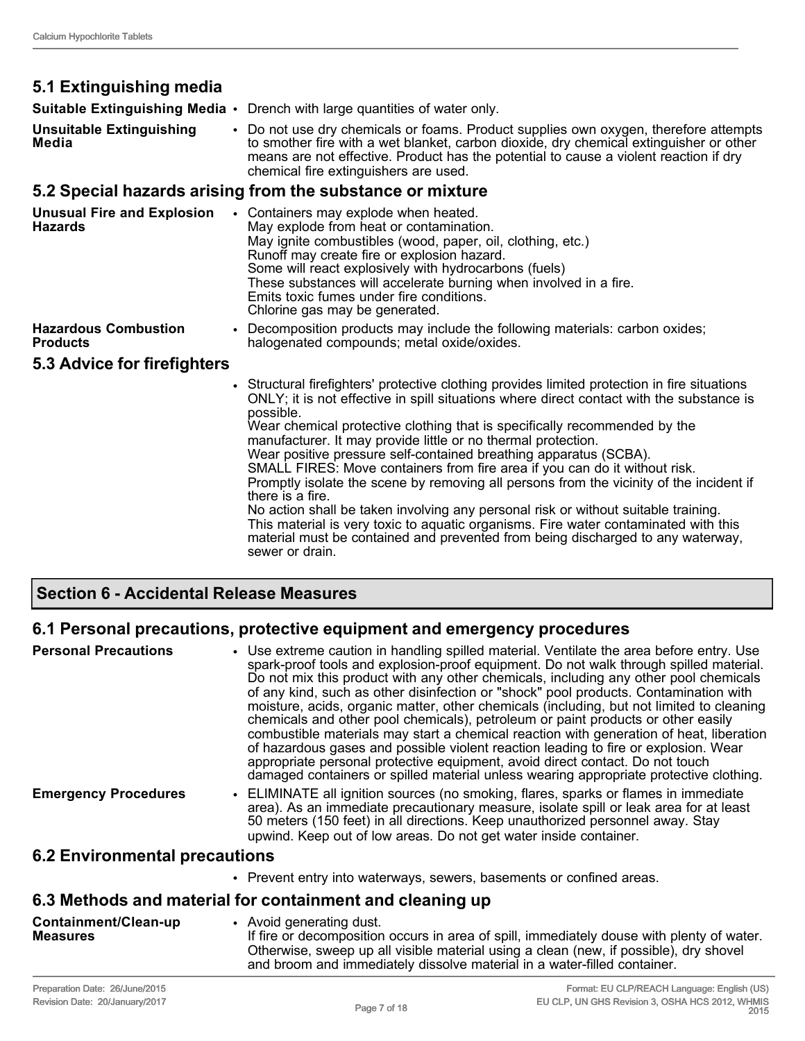## 5.1 Extinguishing media

**Suitable Extinguishing Media**
- Drench with large quantities of water only.

**Unsuitable Extinguishing Media**
- Do not use dry chemicals or foams. Product supplies own oxygen, therefore attempts to smother fire with a wet blanket, carbon dioxide, dry chemical extinguisher or other means are not effective. Product has the potential to cause a violent reaction if dry chemical fire extinguishers are used.

## 5.2 Special hazards arising from the substance or mixture

**Unusual Fire and Explosion Hazards**
- Containers may explode when heated.
  May explode from heat or contamination.
  May ignite combustibles (wood, paper, oil, clothing, etc.)
  Runoff may create fire or explosion hazard.
  Some will react explosively with hydrocarbons (fuels)
  These substances will accelerate burning when involved in a fire.
  Emits toxic fumes under fire conditions.
  Chlorine gas may be generated.

**Hazardous Combustion Products**
- Decomposition products may include the following materials: carbon oxides; halogenated compounds; metal oxide/oxides.

## 5.3 Advice for firefighters

- Structural firefighters' protective clothing provides limited protection in fire situations ONLY; it is not effective in spill situations where direct contact with the substance is possible.
  Wear chemical protective clothing that is specifically recommended by the manufacturer. It may provide little or no thermal protection.
  Wear positive pressure self-contained breathing apparatus (SCBA).
  SMALL FIRES: Move containers from fire area if you can do it without risk.
  Promptly isolate the scene by removing all persons from the vicinity of the incident if there is a fire.
  No action shall be taken involving any personal risk or without suitable training.
  This material is very toxic to aquatic organisms. Fire water contaminated with this material must be contained and prevented from being discharged to any waterway, sewer or drain.

# Section 6 - Accidental Release Measures

## 6.1 Personal precautions, protective equipment and emergency procedures

**Personal Precautions**
- Use extreme caution in handling spilled material. Ventilate the area before entry. Use spark-proof tools and explosion-proof equipment. Do not walk through spilled material. Do not mix this product with any other chemicals, including any other pool chemicals of any kind, such as other disinfection or "shock" pool products. Contamination with moisture, acids, organic matter, other chemicals (including, but not limited to cleaning chemicals and other pool chemicals), petroleum or paint products or other easily combustible materials may start a chemical reaction with generation of heat, liberation of hazardous gases and possible violent reaction leading to fire or explosion. Wear appropriate personal protective equipment, avoid direct contact. Do not touch damaged containers or spilled material unless wearing appropriate protective clothing.

**Emergency Procedures**
- ELIMINATE all ignition sources (no smoking, flares, sparks or flames in immediate area). As an immediate precautionary measure, isolate spill or leak area for at least 50 meters (150 feet) in all directions. Keep unauthorized personnel away. Stay upwind. Keep out of low areas. Do not get water inside container.

## 6.2 Environmental precautions

- Prevent entry into waterways, sewers, basements or confined areas.

## 6.3 Methods and material for containment and cleaning up

**Containment/Clean-up Measures**
- Avoid generating dust.
  If fire or decomposition occurs in area of spill, immediately douse with plenty of water. Otherwise, sweep up all visible material using a clean (new, if possible), dry shovel and broom and immediately dissolve material in a water-filled container.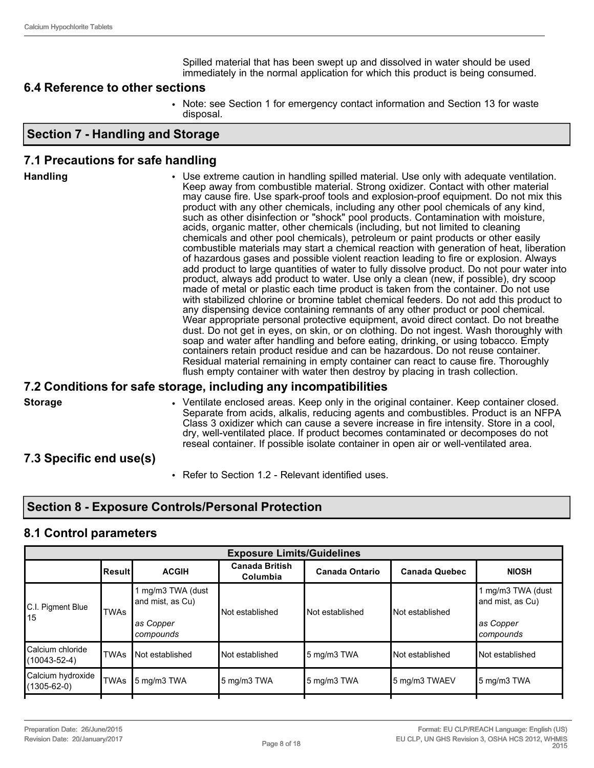Spilled material that has been swept up and dissolved in water should be used immediately in the normal application for which this product is being consumed.

### 6.4 Reference to other sections

- Note: see Section 1 for emergency contact information and Section 13 for waste disposal.

## Section 7 - Handling and Storage

### 7.1 Precautions for safe handling

**Handling**

- Use extreme caution in handling spilled material. Use only with adequate ventilation. Keep away from combustible material. Strong oxidizer. Contact with other material may cause fire. Use spark-proof tools and explosion-proof equipment. Do not mix this product with any other chemicals, including any other pool chemicals of any kind, such as other disinfection or "shock" pool products. Contamination with moisture, acids, organic matter, other chemicals (including, but not limited to cleaning chemicals and other pool chemicals), petroleum or paint products or other easily combustible materials may start a chemical reaction with generation of heat, liberation of hazardous gases and possible violent reaction leading to fire or explosion. Always add product to large quantities of water to fully dissolve product. Do not pour water into product, always add product to water. Use only a clean (new, if possible), dry scoop made of metal or plastic each time product is taken from the container. Do not use with stabilized chlorine or bromine tablet chemical feeders. Do not add this product to any dispensing device containing remnants of any other product or pool chemical. Wear appropriate personal protective equipment, avoid direct contact. Do not breathe dust. Do not get in eyes, on skin, or on clothing. Do not ingest. Wash thoroughly with soap and water after handling and before eating, drinking, or using tobacco. Empty containers retain product residue and can be hazardous. Do not reuse container. Residual material remaining in empty container can react to cause fire. Thoroughly flush empty container with water then destroy by placing in trash collection.

### 7.2 Conditions for safe storage, including any incompatibilities

**Storage**

- Ventilate enclosed areas. Keep only in the original container. Keep container closed. Separate from acids, alkalis, reducing agents and combustibles. Product is an NFPA Class 3 oxidizer which can cause a severe increase in fire intensity. Store in a cool, dry, well-ventilated place. If product becomes contaminated or decomposes do not reseal container. If possible isolate container in open air or well-ventilated area.

### 7.3 Specific end use(s)

- Refer to Section 1.2 - Relevant identified uses.

## Section 8 - Exposure Controls/Personal Protection

### 8.1 Control parameters

| Exposure Limits/Guidelines | | | | | | |
|---|---|---|---|---|---|---|
| | Result | ACGIH | Canada British Columbia | Canada Ontario | Canada Quebec | NIOSH |
| C.I. Pigment Blue 15 | TWAs | 1 mg/m3 TWA (dust and mist, as Cu) *as Copper compounds* | Not established | Not established | Not established | 1 mg/m3 TWA (dust and mist, as Cu) *as Copper compounds* |
| Calcium chloride (10043-52-4) | TWAs | Not established | Not established | 5 mg/m3 TWA | Not established | Not established |
| Calcium hydroxide (1305-62-0) | TWAs | 5 mg/m3 TWA | 5 mg/m3 TWA | 5 mg/m3 TWA | 5 mg/m3 TWAEV | 5 mg/m3 TWA |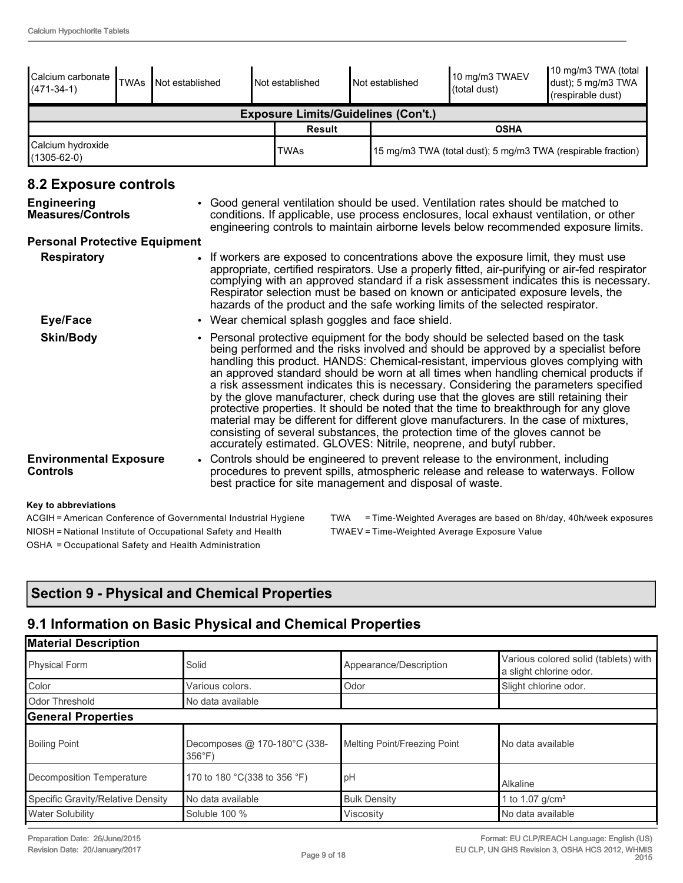| Calcium carbonate (471-34-1) | TWAs | Not established | Not established | Not established | 10 mg/m3 TWAEV (total dust) | 10 mg/m3 TWA (total dust); 5 mg/m3 TWA (respirable dust) |
|---|---|---|---|---|---|---|

| Exposure Limits/Guidelines (Con't.) | | |
|---|---|---|
| | **Result** | **OSHA** |
| Calcium hydroxide (1305-62-0) | TWAs | 15 mg/m3 TWA (total dust); 5 mg/m3 TWA (respirable fraction) |

## 8.2 Exposure controls

**Engineering Measures/Controls**
- Good general ventilation should be used. Ventilation rates should be matched to conditions. If applicable, use process enclosures, local exhaust ventilation, or other engineering controls to maintain airborne levels below recommended exposure limits.

**Personal Protective Equipment**

**Respiratory**
- If workers are exposed to concentrations above the exposure limit, they must use appropriate, certified respirators. Use a properly fitted, air-purifying or air-fed respirator complying with an approved standard if a risk assessment indicates this is necessary. Respirator selection must be based on known or anticipated exposure levels, the hazards of the product and the safe working limits of the selected respirator.

**Eye/Face**
- Wear chemical splash goggles and face shield.

**Skin/Body**
- Personal protective equipment for the body should be selected based on the task being performed and the risks involved and should be approved by a specialist before handling this product. HANDS: Chemical-resistant, impervious gloves complying with an approved standard should be worn at all times when handling chemical products if a risk assessment indicates this is necessary. Considering the parameters specified by the glove manufacturer, check during use that the gloves are still retaining their protective properties. It should be noted that the time to breakthrough for any glove material may be different for different glove manufacturers. In the case of mixtures, consisting of several substances, the protection time of the gloves cannot be accurately estimated. GLOVES: Nitrile, neoprene, and butyl rubber.

**Environmental Exposure Controls**
- Controls should be engineered to prevent release to the environment, including procedures to prevent spills, atmospheric release and release to waterways. Follow best practice for site management and disposal of waste.

**Key to abbreviations**

ACGIH = American Conference of Governmental Industrial Hygiene
NIOSH = National Institute of Occupational Safety and Health
OSHA = Occupational Safety and Health Administration
TWA = Time-Weighted Averages are based on 8h/day, 40h/week exposures
TWAEV = Time-Weighted Average Exposure Value

# Section 9 - Physical and Chemical Properties

## 9.1 Information on Basic Physical and Chemical Properties

| **Material Description** | | | |
|---|---|---|---|
| Physical Form | Solid | Appearance/Description | Various colored solid (tablets) with a slight chlorine odor. |
| Color | Various colors. | Odor | Slight chlorine odor. |
| Odor Threshold | No data available | | |
| **General Properties** | | | |
| Boiling Point | Decomposes @ 170-180°C (338-356°F) | Melting Point/Freezing Point | No data available |
| Decomposition Temperature | 170 to 180 °C(338 to 356 °F) | pH | Alkaline |
| Specific Gravity/Relative Density | No data available | Bulk Density | 1 to 1.07 g/cm³ |
| Water Solubility | Soluble 100 % | Viscosity | No data available |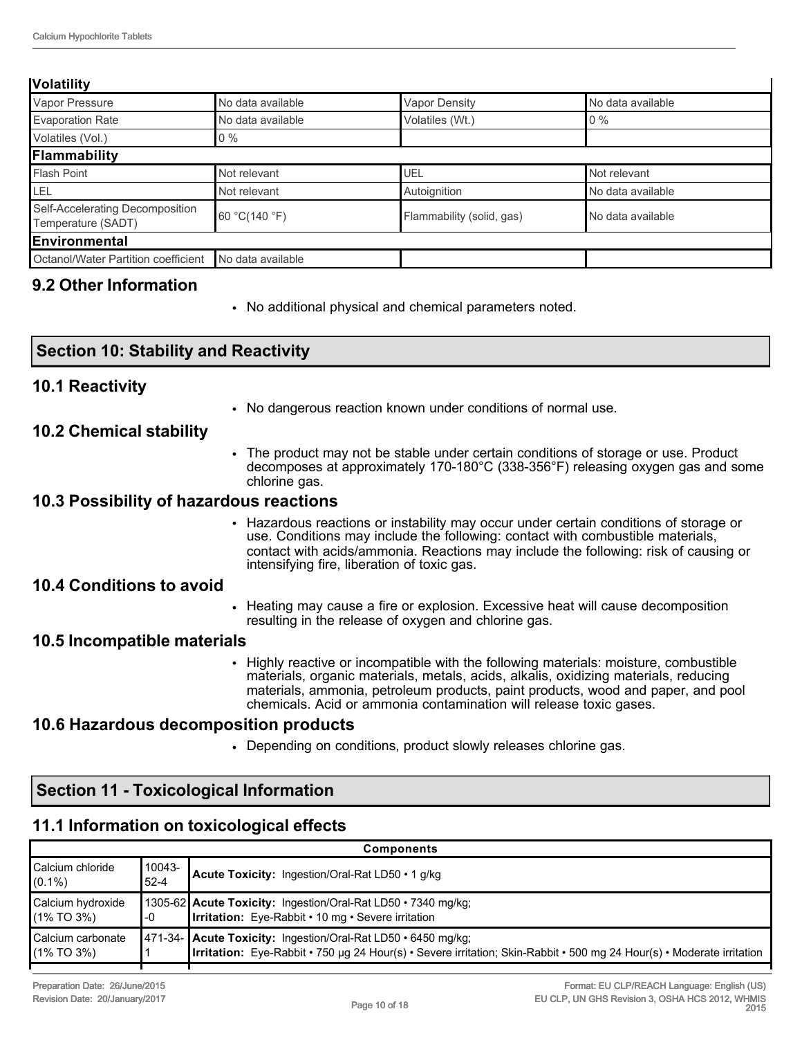| **Volatility** | | | |
|---|---|---|---|
| Vapor Pressure | No data available | Vapor Density | No data available |
| Evaporation Rate | No data available | Volatiles (Wt.) | 0 % |
| Volatiles (Vol.) | 0 % | | |
| **Flammability** | | | |
| Flash Point | Not relevant | UEL | Not relevant |
| LEL | Not relevant | Autoignition | No data available |
| Self-Accelerating Decomposition Temperature (SADT) | 60 °C(140 °F) | Flammability (solid, gas) | No data available |
| **Environmental** | | | |
| Octanol/Water Partition coefficient | No data available | | |

## 9.2 Other Information

- No additional physical and chemical parameters noted.

## Section 10: Stability and Reactivity

### 10.1 Reactivity

- No dangerous reaction known under conditions of normal use.

### 10.2 Chemical stability

- The product may not be stable under certain conditions of storage or use. Product decomposes at approximately 170-180°C (338-356°F) releasing oxygen gas and some chlorine gas.

### 10.3 Possibility of hazardous reactions

- Hazardous reactions or instability may occur under certain conditions of storage or use. Conditions may include the following: contact with combustible materials, contact with acids/ammonia. Reactions may include the following: risk of causing or intensifying fire, liberation of toxic gas.

### 10.4 Conditions to avoid

- Heating may cause a fire or explosion. Excessive heat will cause decomposition resulting in the release of oxygen and chlorine gas.

### 10.5 Incompatible materials

- Highly reactive or incompatible with the following materials: moisture, combustible materials, organic materials, metals, acids, alkalis, oxidizing materials, reducing materials, ammonia, petroleum products, paint products, wood and paper, and pool chemicals. Acid or ammonia contamination will release toxic gases.

### 10.6 Hazardous decomposition products

- Depending on conditions, product slowly releases chlorine gas.

## Section 11 - Toxicological Information

### 11.1 Information on toxicological effects

| **Components** | | |
|---|---|---|
| Calcium chloride (0.1%) | 10043-52-4 | **Acute Toxicity:** Ingestion/Oral-Rat LD50 • 1 g/kg |
| Calcium hydroxide (1% TO 3%) | 1305-62-0 | **Acute Toxicity:** Ingestion/Oral-Rat LD50 • 7340 mg/kg; **Irritation:** Eye-Rabbit • 10 mg • Severe irritation |
| Calcium carbonate (1% TO 3%) | 471-34-1 | **Acute Toxicity:** Ingestion/Oral-Rat LD50 • 6450 mg/kg; **Irritation:** Eye-Rabbit • 750 µg 24 Hour(s) • Severe irritation; Skin-Rabbit • 500 mg 24 Hour(s) • Moderate irritation |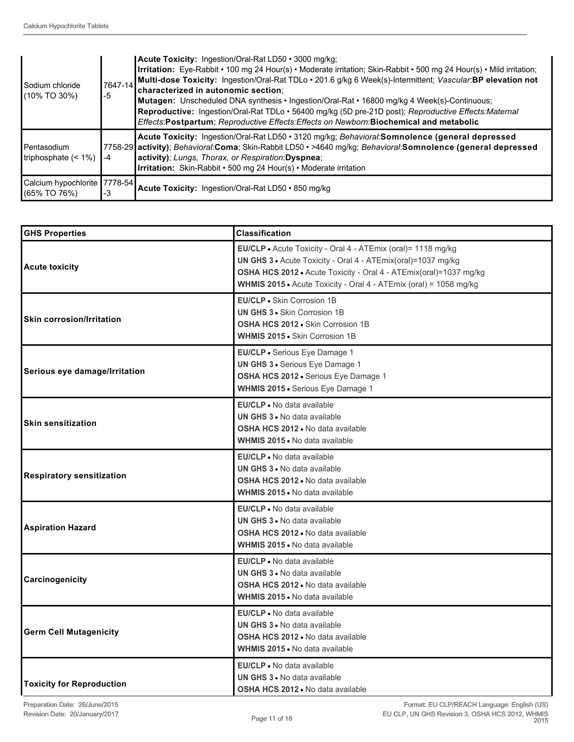| | | |
|---|---|---|
| Sodium chloride (10% TO 30%) | 7647-14-5 | **Acute Toxicity:** Ingestion/Oral-Rat LD50 • 3000 mg/kg; **Irritation:** Eye-Rabbit • 100 mg 24 Hour(s) • Moderate irritation; Skin-Rabbit • 500 mg 24 Hour(s) • Mild irritation; **Multi-dose Toxicity:** Ingestion/Oral-Rat TDLo • 201.6 g/kg 6 Week(s)-Intermittent; *Vascular*:**BP elevation not characterized in autonomic section**; **Mutagen:** Unscheduled DNA synthesis • Ingestion/Oral-Rat • 16800 mg/kg 4 Week(s)-Continuous; **Reproductive:** Ingestion/Oral-Rat TDLo • 56400 mg/kg (5D pre-21D post); *Reproductive Effects:Maternal Effects*:**Postpartum**; *Reproductive Effects:Effects on Newborn*:**Biochemical and metabolic** |
| Pentasodium triphosphate (< 1%) | 7758-29-4 | **Acute Toxicity:** Ingestion/Oral-Rat LD50 • 3120 mg/kg; *Behavioral*:**Somnolence (general depressed activity)**; *Behavioral*:**Coma**; Skin-Rabbit LD50 • >4640 mg/kg; *Behavioral*:**Somnolence (general depressed activity)**; *Lungs, Thorax, or Respiration*:**Dyspnea**; **Irritation:** Skin-Rabbit • 500 mg 24 Hour(s) • Moderate irritation |
| Calcium hypochlorite (65% TO 76%) | 7778-54-3 | **Acute Toxicity:** Ingestion/Oral-Rat LD50 • 850 mg/kg |

| GHS Properties | Classification |
|---|---|
| **Acute toxicity** | **EU/CLP** • Acute Toxicity - Oral 4 - ATEmix (oral)= 1118 mg/kg<br>**UN GHS 3** • Acute Toxicity - Oral 4 - ATEmix(oral)=1037 mg/kg<br>**OSHA HCS 2012** • Acute Toxicity - Oral 4 - ATEmix(oral)=1037 mg/kg<br>**WHMIS 2015** • Acute Toxicity - Oral 4 - ATEmix (oral) = 1058 mg/kg |
| **Skin corrosion/Irritation** | **EU/CLP** • Skin Corrosion 1B<br>**UN GHS 3** • Skin Corrosion 1B<br>**OSHA HCS 2012** • Skin Corrosion 1B<br>**WHMIS 2015** • Skin Corrosion 1B |
| **Serious eye damage/Irritation** | **EU/CLP** • Serious Eye Damage 1<br>**UN GHS 3** • Serious Eye Damage 1<br>**OSHA HCS 2012** • Serious Eye Damage 1<br>**WHMIS 2015** • Serious Eye Damage 1 |
| **Skin sensitization** | **EU/CLP** • No data available<br>**UN GHS 3** • No data available<br>**OSHA HCS 2012** • No data available<br>**WHMIS 2015** • No data available |
| **Respiratory sensitization** | **EU/CLP** • No data available<br>**UN GHS 3** • No data available<br>**OSHA HCS 2012** • No data available<br>**WHMIS 2015** • No data available |
| **Aspiration Hazard** | **EU/CLP** • No data available<br>**UN GHS 3** • No data available<br>**OSHA HCS 2012** • No data available<br>**WHMIS 2015** • No data available |
| **Carcinogenicity** | **EU/CLP** • No data available<br>**UN GHS 3** • No data available<br>**OSHA HCS 2012** • No data available<br>**WHMIS 2015** • No data available |
| **Germ Cell Mutagenicity** | **EU/CLP** • No data available<br>**UN GHS 3** • No data available<br>**OSHA HCS 2012** • No data available<br>**WHMIS 2015** • No data available |
| **Toxicity for Reproduction** | **EU/CLP** • No data available<br>**UN GHS 3** • No data available<br>**OSHA HCS 2012** • No data available |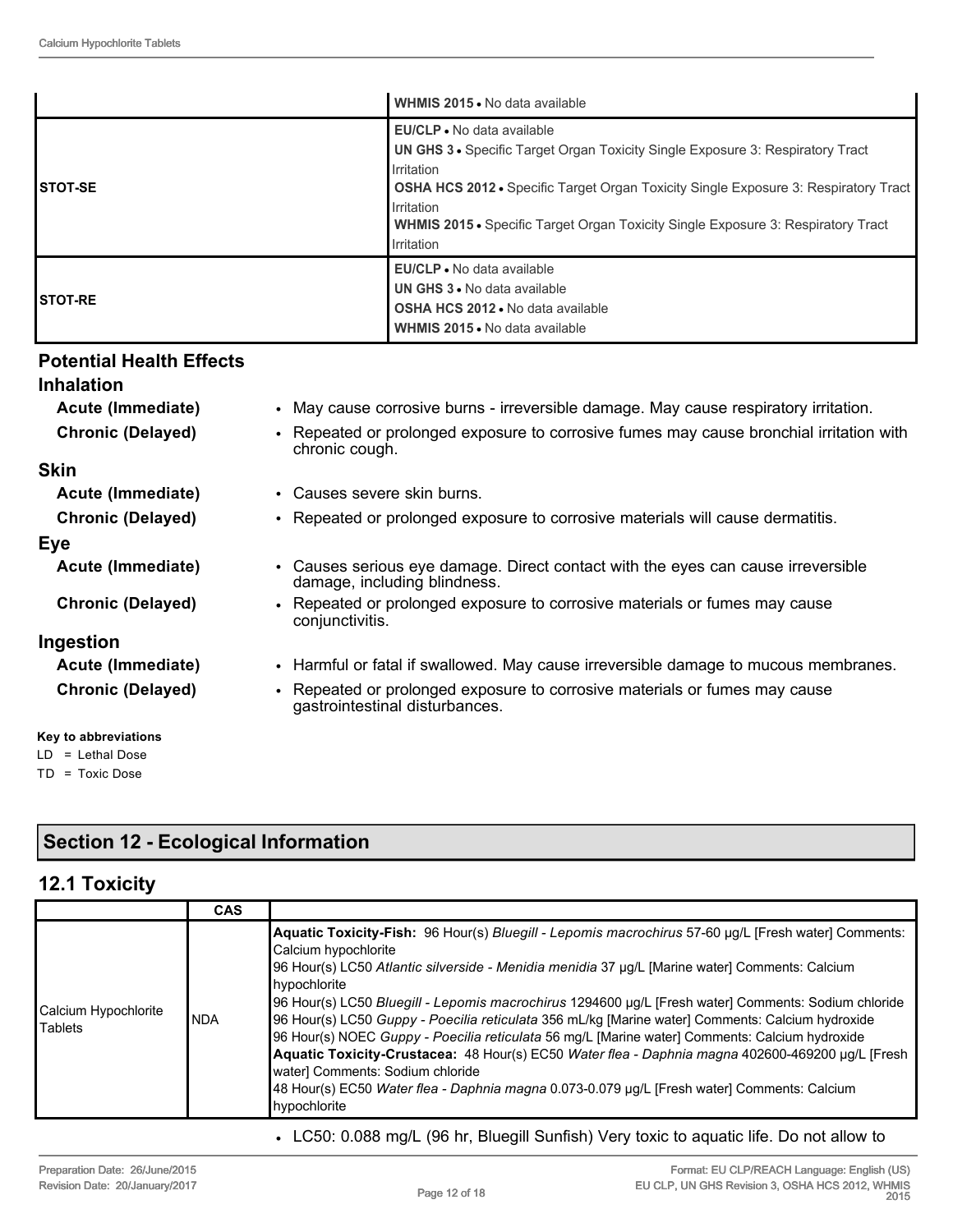| | |
|---|---|
| | **WHMIS 2015** • No data available |
| **STOT-SE** | **EU/CLP** • No data available<br>**UN GHS 3** • Specific Target Organ Toxicity Single Exposure 3: Respiratory Tract Irritation<br>**OSHA HCS 2012** • Specific Target Organ Toxicity Single Exposure 3: Respiratory Tract Irritation<br>**WHMIS 2015** • Specific Target Organ Toxicity Single Exposure 3: Respiratory Tract Irritation |
| **STOT-RE** | **EU/CLP** • No data available<br>**UN GHS 3** • No data available<br>**OSHA HCS 2012** • No data available<br>**WHMIS 2015** • No data available |

## Potential Health Effects

### Inhalation

**Acute (Immediate)**
- May cause corrosive burns - irreversible damage. May cause respiratory irritation.

**Chronic (Delayed)**
- Repeated or prolonged exposure to corrosive fumes may cause bronchial irritation with chronic cough.

### Skin

**Acute (Immediate)**
- Causes severe skin burns.

**Chronic (Delayed)**
- Repeated or prolonged exposure to corrosive materials will cause dermatitis.

### Eye

**Acute (Immediate)**
- Causes serious eye damage. Direct contact with the eyes can cause irreversible damage, including blindness.

**Chronic (Delayed)**
- Repeated or prolonged exposure to corrosive materials or fumes may cause conjunctivitis.

### Ingestion

**Acute (Immediate)**
- Harmful or fatal if swallowed. May cause irreversible damage to mucous membranes.

**Chronic (Delayed)**
- Repeated or prolonged exposure to corrosive materials or fumes may cause gastrointestinal disturbances.

**Key to abbreviations**

LD = Lethal Dose

TD = Toxic Dose

## Section 12 - Ecological Information

### 12.1 Toxicity

| | CAS | |
|---|---|---|
| Calcium Hypochlorite Tablets | NDA | **Aquatic Toxicity-Fish:** 96 Hour(s) *Bluegill - Lepomis macrochirus* 57-60 µg/L [Fresh water] Comments: Calcium hypochlorite<br>96 Hour(s) LC50 *Atlantic silverside - Menidia menidia* 37 µg/L [Marine water] Comments: Calcium hypochlorite<br>96 Hour(s) LC50 *Bluegill - Lepomis macrochirus* 1294600 µg/L [Fresh water] Comments: Sodium chloride<br>96 Hour(s) LC50 *Guppy - Poecilia reticulata* 356 mL/kg [Marine water] Comments: Calcium hydroxide<br>96 Hour(s) NOEC *Guppy - Poecilia reticulata* 56 mg/L [Marine water] Comments: Calcium hydroxide<br>**Aquatic Toxicity-Crustacea:** 48 Hour(s) EC50 *Water flea - Daphnia magna* 402600-469200 µg/L [Fresh water] Comments: Sodium chloride<br>48 Hour(s) EC50 *Water flea - Daphnia magna* 0.073-0.079 µg/L [Fresh water] Comments: Calcium hypochlorite |

- LC50: 0.088 mg/L (96 hr, Bluegill Sunfish) Very toxic to aquatic life. Do not allow to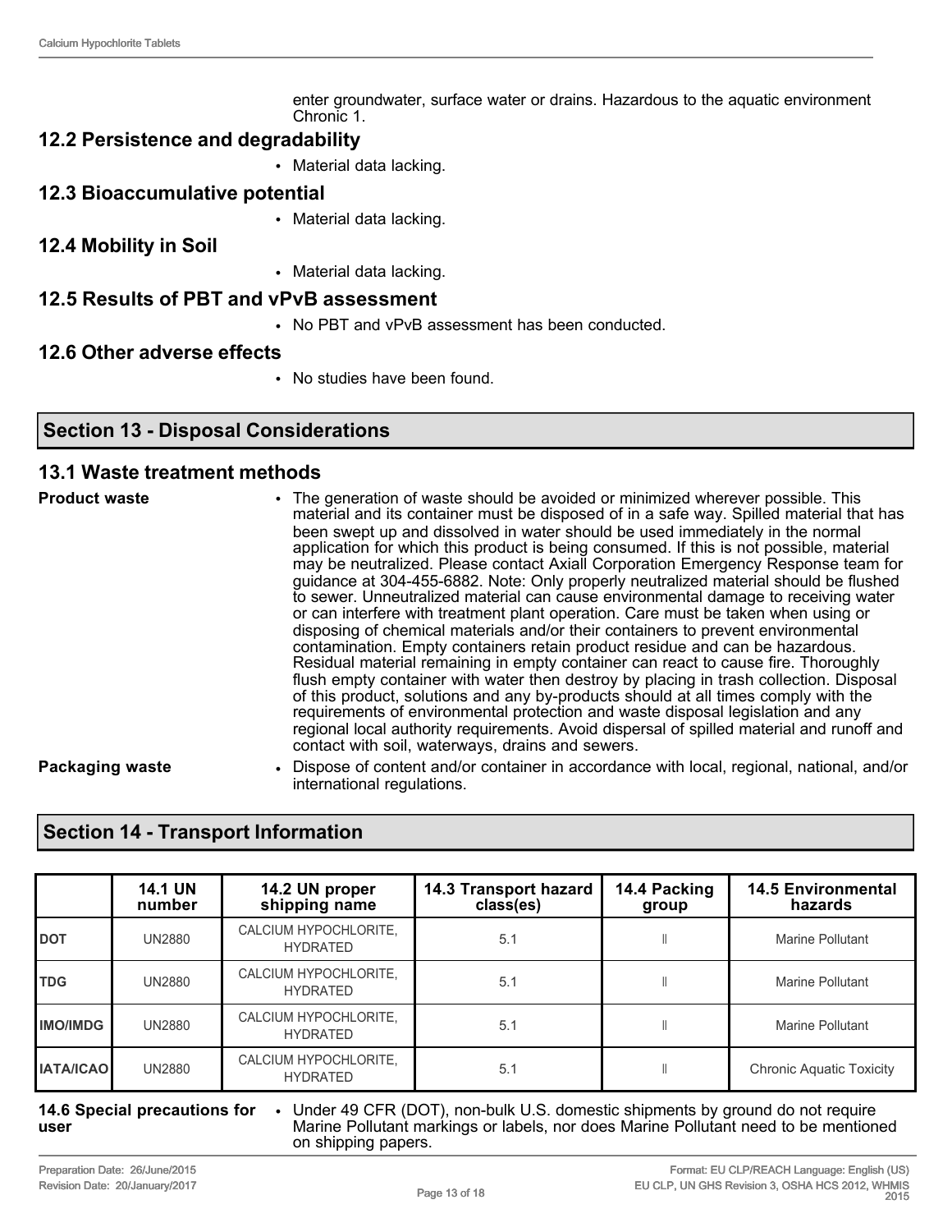enter groundwater, surface water or drains. Hazardous to the aquatic environment Chronic 1.

## 12.2 Persistence and degradability

- Material data lacking.

## 12.3 Bioaccumulative potential

- Material data lacking.

## 12.4 Mobility in Soil

- Material data lacking.

## 12.5 Results of PBT and vPvB assessment

- No PBT and vPvB assessment has been conducted.

## 12.6 Other adverse effects

- No studies have been found.

# Section 13 - Disposal Considerations

## 13.1 Waste treatment methods

**Product waste**

- The generation of waste should be avoided or minimized wherever possible. This material and its container must be disposed of in a safe way. Spilled material that has been swept up and dissolved in water should be used immediately in the normal application for which this product is being consumed. If this is not possible, material may be neutralized. Please contact Axiall Corporation Emergency Response team for guidance at 304-455-6882. Note: Only properly neutralized material should be flushed to sewer. Unneutralized material can cause environmental damage to receiving water or can interfere with treatment plant operation. Care must be taken when using or disposing of chemical materials and/or their containers to prevent environmental contamination. Empty containers retain product residue and can be hazardous. Residual material remaining in empty container can react to cause fire. Thoroughly flush empty container with water then destroy by placing in trash collection. Disposal of this product, solutions and any by-products should at all times comply with the requirements of environmental protection and waste disposal legislation and any regional local authority requirements. Avoid dispersal of spilled material and runoff and contact with soil, waterways, drains and sewers.

**Packaging waste**

- Dispose of content and/or container in accordance with local, regional, national, and/or international regulations.

# Section 14 - Transport Information

| | 14.1 UN number | 14.2 UN proper shipping name | 14.3 Transport hazard class(es) | 14.4 Packing group | 14.5 Environmental hazards |
|---|---|---|---|---|---|
| **DOT** | UN2880 | CALCIUM HYPOCHLORITE, HYDRATED | 5.1 | II | Marine Pollutant |
| **TDG** | UN2880 | CALCIUM HYPOCHLORITE, HYDRATED | 5.1 | II | Marine Pollutant |
| **IMO/IMDG** | UN2880 | CALCIUM HYPOCHLORITE, HYDRATED | 5.1 | II | Marine Pollutant |
| **IATA/ICAO** | UN2880 | CALCIUM HYPOCHLORITE, HYDRATED | 5.1 | II | Chronic Aquatic Toxicity |

**14.6 Special precautions for user**

- Under 49 CFR (DOT), non-bulk U.S. domestic shipments by ground do not require Marine Pollutant markings or labels, nor does Marine Pollutant need to be mentioned on shipping papers.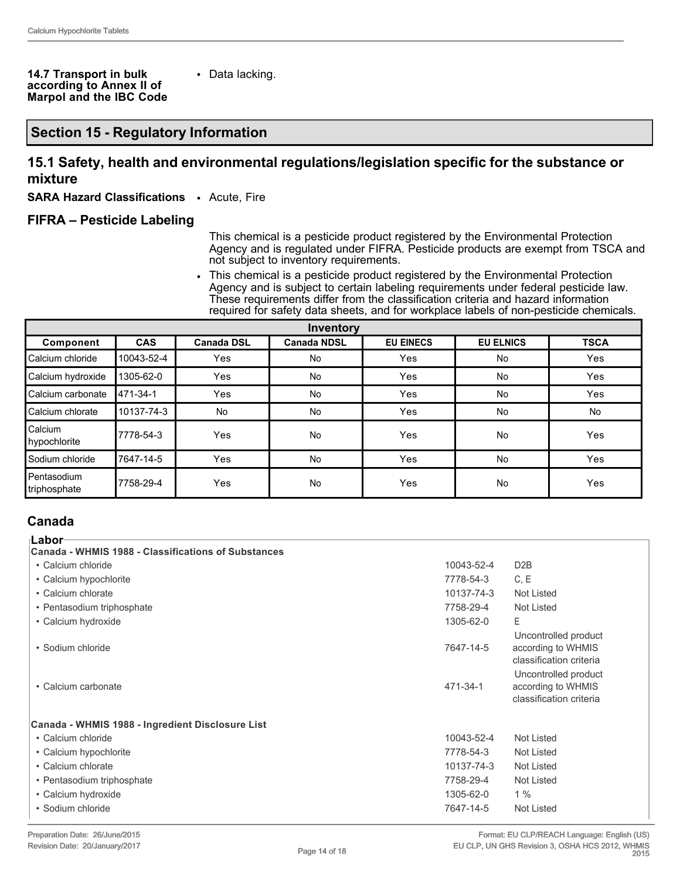**14.7 Transport in bulk according to Annex II of Marpol and the IBC Code**

- Data lacking.

## Section 15 - Regulatory Information

### 15.1 Safety, health and environmental regulations/legislation specific for the substance or mixture

**SARA Hazard Classifications**

- Acute, Fire

### FIFRA – Pesticide Labeling

This chemical is a pesticide product registered by the Environmental Protection Agency and is regulated under FIFRA. Pesticide products are exempt from TSCA and not subject to inventory requirements.

- This chemical is a pesticide product registered by the Environmental Protection Agency and is subject to certain labeling requirements under federal pesticide law. These requirements differ from the classification criteria and hazard information required for safety data sheets, and for workplace labels of non-pesticide chemicals.

| Inventory | | | | | | |
|---|---|---|---|---|---|---|
| **Component** | **CAS** | **Canada DSL** | **Canada NDSL** | **EU EINECS** | **EU ELNICS** | **TSCA** |
| Calcium chloride | 10043-52-4 | Yes | No | Yes | No | Yes |
| Calcium hydroxide | 1305-62-0 | Yes | No | Yes | No | Yes |
| Calcium carbonate | 471-34-1 | Yes | No | Yes | No | Yes |
| Calcium chlorate | 10137-74-3 | No | No | Yes | No | No |
| Calcium hypochlorite | 7778-54-3 | Yes | No | Yes | No | Yes |
| Sodium chloride | 7647-14-5 | Yes | No | Yes | No | Yes |
| Pentasodium triphosphate | 7758-29-4 | Yes | No | Yes | No | Yes |

### Canada

**Labor**

**Canada - WHMIS 1988 - Classifications of Substances**

| | | |
|---|---|---|
| • Calcium chloride | 10043-52-4 | D2B |
| • Calcium hypochlorite | 7778-54-3 | C, E |
| • Calcium chlorate | 10137-74-3 | Not Listed |
| • Pentasodium triphosphate | 7758-29-4 | Not Listed |
| • Calcium hydroxide | 1305-62-0 | E |
| • Sodium chloride | 7647-14-5 | Uncontrolled product according to WHMIS classification criteria |
| • Calcium carbonate | 471-34-1 | Uncontrolled product according to WHMIS classification criteria |

**Canada - WHMIS 1988 - Ingredient Disclosure List**

| | | |
|---|---|---|
| • Calcium chloride | 10043-52-4 | Not Listed |
| • Calcium hypochlorite | 7778-54-3 | Not Listed |
| • Calcium chlorate | 10137-74-3 | Not Listed |
| • Pentasodium triphosphate | 7758-29-4 | Not Listed |
| • Calcium hydroxide | 1305-62-0 | 1 % |
| • Sodium chloride | 7647-14-5 | Not Listed |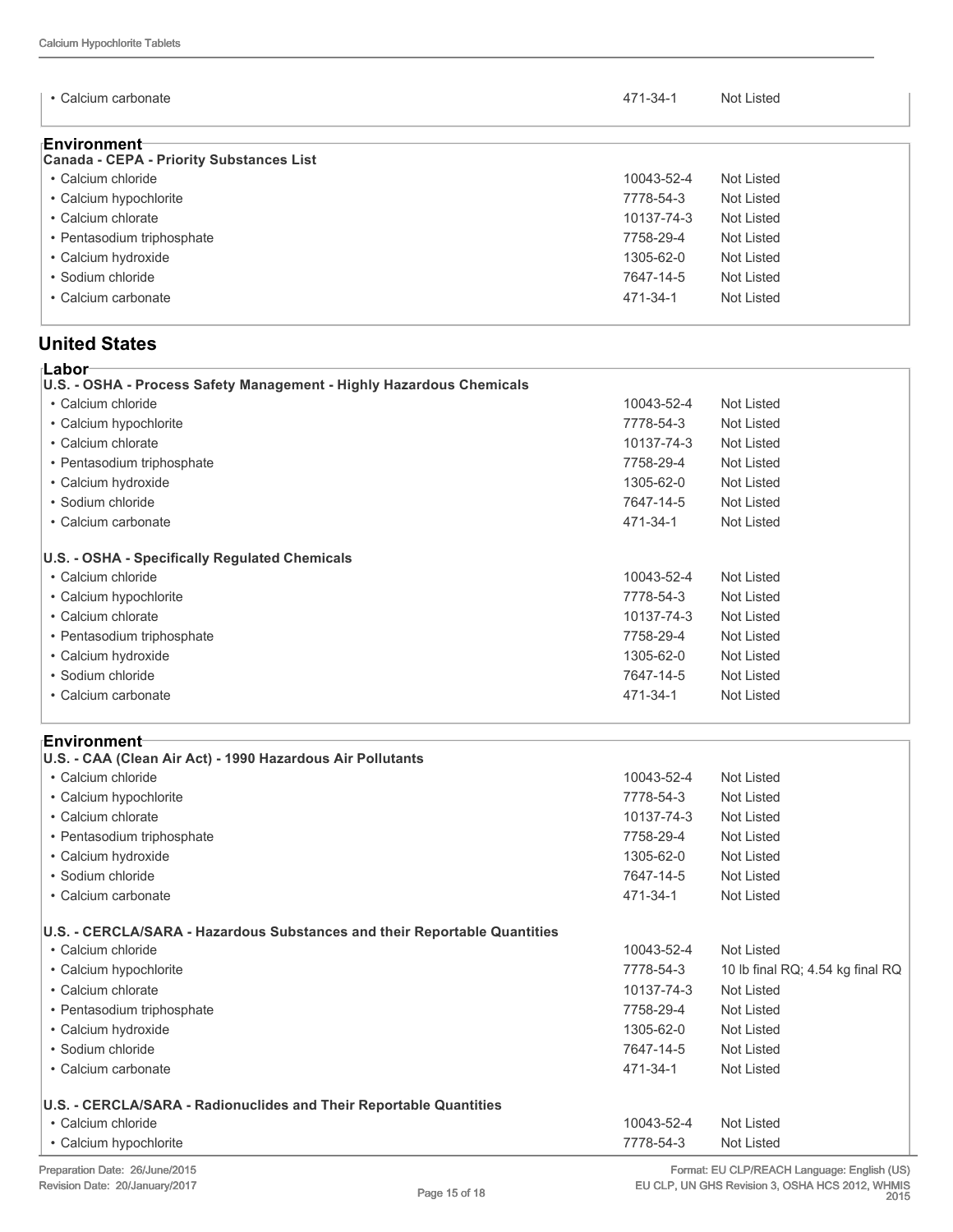| | | |
|---|---|---|
| • Calcium carbonate | 471-34-1 | Not Listed |

**Environment**

**Canada - CEPA - Priority Substances List**

| | | |
|---|---|---|
| • Calcium chloride | 10043-52-4 | Not Listed |
| • Calcium hypochlorite | 7778-54-3 | Not Listed |
| • Calcium chlorate | 10137-74-3 | Not Listed |
| • Pentasodium triphosphate | 7758-29-4 | Not Listed |
| • Calcium hydroxide | 1305-62-0 | Not Listed |
| • Sodium chloride | 7647-14-5 | Not Listed |
| • Calcium carbonate | 471-34-1 | Not Listed |

## United States

**Labor**

**U.S. - OSHA - Process Safety Management - Highly Hazardous Chemicals**

| | | |
|---|---|---|
| • Calcium chloride | 10043-52-4 | Not Listed |
| • Calcium hypochlorite | 7778-54-3 | Not Listed |
| • Calcium chlorate | 10137-74-3 | Not Listed |
| • Pentasodium triphosphate | 7758-29-4 | Not Listed |
| • Calcium hydroxide | 1305-62-0 | Not Listed |
| • Sodium chloride | 7647-14-5 | Not Listed |
| • Calcium carbonate | 471-34-1 | Not Listed |

**U.S. - OSHA - Specifically Regulated Chemicals**

| | | |
|---|---|---|
| • Calcium chloride | 10043-52-4 | Not Listed |
| • Calcium hypochlorite | 7778-54-3 | Not Listed |
| • Calcium chlorate | 10137-74-3 | Not Listed |
| • Pentasodium triphosphate | 7758-29-4 | Not Listed |
| • Calcium hydroxide | 1305-62-0 | Not Listed |
| • Sodium chloride | 7647-14-5 | Not Listed |
| • Calcium carbonate | 471-34-1 | Not Listed |

**Environment**

**U.S. - CAA (Clean Air Act) - 1990 Hazardous Air Pollutants**

| | | |
|---|---|---|
| • Calcium chloride | 10043-52-4 | Not Listed |
| • Calcium hypochlorite | 7778-54-3 | Not Listed |
| • Calcium chlorate | 10137-74-3 | Not Listed |
| • Pentasodium triphosphate | 7758-29-4 | Not Listed |
| • Calcium hydroxide | 1305-62-0 | Not Listed |
| • Sodium chloride | 7647-14-5 | Not Listed |
| • Calcium carbonate | 471-34-1 | Not Listed |

**U.S. - CERCLA/SARA - Hazardous Substances and their Reportable Quantities**

| | | |
|---|---|---|
| • Calcium chloride | 10043-52-4 | Not Listed |
| • Calcium hypochlorite | 7778-54-3 | 10 lb final RQ; 4.54 kg final RQ |
| • Calcium chlorate | 10137-74-3 | Not Listed |
| • Pentasodium triphosphate | 7758-29-4 | Not Listed |
| • Calcium hydroxide | 1305-62-0 | Not Listed |
| • Sodium chloride | 7647-14-5 | Not Listed |
| • Calcium carbonate | 471-34-1 | Not Listed |

**U.S. - CERCLA/SARA - Radionuclides and Their Reportable Quantities**

| | | |
|---|---|---|
| • Calcium chloride | 10043-52-4 | Not Listed |
| • Calcium hypochlorite | 7778-54-3 | Not Listed |

Preparation Date: 26/June/2015
Revision Date: 20/January/2017

Format: EU CLP/REACH Language: English (US)
EU CLP, UN GHS Revision 3, OSHA HCS 2012, WHMIS 2015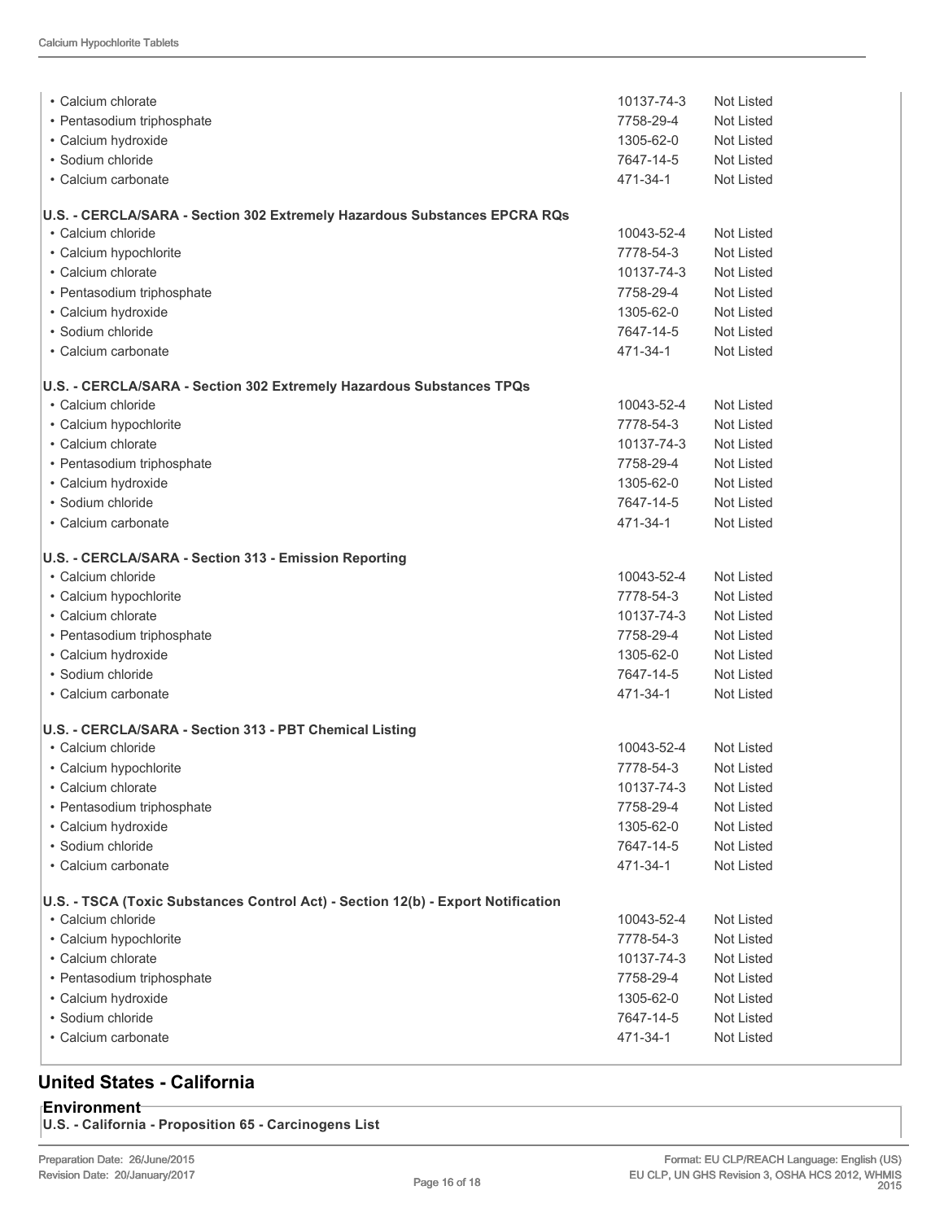| | | |
|---|---|---|
| • Calcium chlorate | 10137-74-3 | Not Listed |
| • Pentasodium triphosphate | 7758-29-4 | Not Listed |
| • Calcium hydroxide | 1305-62-0 | Not Listed |
| • Sodium chloride | 7647-14-5 | Not Listed |
| • Calcium carbonate | 471-34-1 | Not Listed |

**U.S. - CERCLA/SARA - Section 302 Extremely Hazardous Substances EPCRA RQs**

| | | |
|---|---|---|
| • Calcium chloride | 10043-52-4 | Not Listed |
| • Calcium hypochlorite | 7778-54-3 | Not Listed |
| • Calcium chlorate | 10137-74-3 | Not Listed |
| • Pentasodium triphosphate | 7758-29-4 | Not Listed |
| • Calcium hydroxide | 1305-62-0 | Not Listed |
| • Sodium chloride | 7647-14-5 | Not Listed |
| • Calcium carbonate | 471-34-1 | Not Listed |

**U.S. - CERCLA/SARA - Section 302 Extremely Hazardous Substances TPQs**

| | | |
|---|---|---|
| • Calcium chloride | 10043-52-4 | Not Listed |
| • Calcium hypochlorite | 7778-54-3 | Not Listed |
| • Calcium chlorate | 10137-74-3 | Not Listed |
| • Pentasodium triphosphate | 7758-29-4 | Not Listed |
| • Calcium hydroxide | 1305-62-0 | Not Listed |
| • Sodium chloride | 7647-14-5 | Not Listed |
| • Calcium carbonate | 471-34-1 | Not Listed |

**U.S. - CERCLA/SARA - Section 313 - Emission Reporting**

| | | |
|---|---|---|
| • Calcium chloride | 10043-52-4 | Not Listed |
| • Calcium hypochlorite | 7778-54-3 | Not Listed |
| • Calcium chlorate | 10137-74-3 | Not Listed |
| • Pentasodium triphosphate | 7758-29-4 | Not Listed |
| • Calcium hydroxide | 1305-62-0 | Not Listed |
| • Sodium chloride | 7647-14-5 | Not Listed |
| • Calcium carbonate | 471-34-1 | Not Listed |

**U.S. - CERCLA/SARA - Section 313 - PBT Chemical Listing**

| | | |
|---|---|---|
| • Calcium chloride | 10043-52-4 | Not Listed |
| • Calcium hypochlorite | 7778-54-3 | Not Listed |
| • Calcium chlorate | 10137-74-3 | Not Listed |
| • Pentasodium triphosphate | 7758-29-4 | Not Listed |
| • Calcium hydroxide | 1305-62-0 | Not Listed |
| • Sodium chloride | 7647-14-5 | Not Listed |
| • Calcium carbonate | 471-34-1 | Not Listed |

**U.S. - TSCA (Toxic Substances Control Act) - Section 12(b) - Export Notification**

| | | |
|---|---|---|
| • Calcium chloride | 10043-52-4 | Not Listed |
| • Calcium hypochlorite | 7778-54-3 | Not Listed |
| • Calcium chlorate | 10137-74-3 | Not Listed |
| • Pentasodium triphosphate | 7758-29-4 | Not Listed |
| • Calcium hydroxide | 1305-62-0 | Not Listed |
| • Sodium chloride | 7647-14-5 | Not Listed |
| • Calcium carbonate | 471-34-1 | Not Listed |

## United States - California

**Environment**

**U.S. - California - Proposition 65 - Carcinogens List**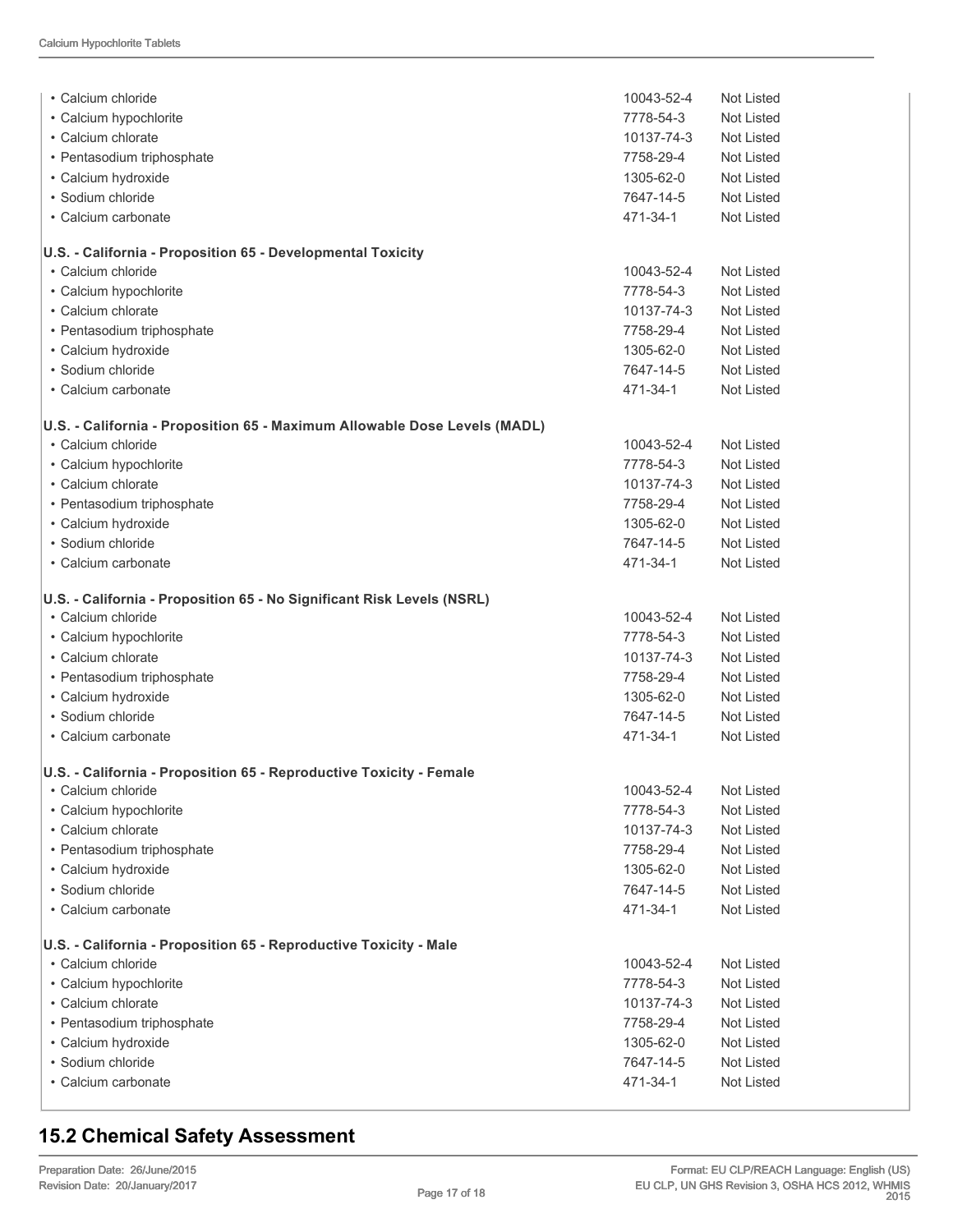| | | |
|---|---|---|
| • Calcium chloride | 10043-52-4 | Not Listed |
| • Calcium hypochlorite | 7778-54-3 | Not Listed |
| • Calcium chlorate | 10137-74-3 | Not Listed |
| • Pentasodium triphosphate | 7758-29-4 | Not Listed |
| • Calcium hydroxide | 1305-62-0 | Not Listed |
| • Sodium chloride | 7647-14-5 | Not Listed |
| • Calcium carbonate | 471-34-1 | Not Listed |

**U.S. - California - Proposition 65 - Developmental Toxicity**

| | | |
|---|---|---|
| • Calcium chloride | 10043-52-4 | Not Listed |
| • Calcium hypochlorite | 7778-54-3 | Not Listed |
| • Calcium chlorate | 10137-74-3 | Not Listed |
| • Pentasodium triphosphate | 7758-29-4 | Not Listed |
| • Calcium hydroxide | 1305-62-0 | Not Listed |
| • Sodium chloride | 7647-14-5 | Not Listed |
| • Calcium carbonate | 471-34-1 | Not Listed |

**U.S. - California - Proposition 65 - Maximum Allowable Dose Levels (MADL)**

| | | |
|---|---|---|
| • Calcium chloride | 10043-52-4 | Not Listed |
| • Calcium hypochlorite | 7778-54-3 | Not Listed |
| • Calcium chlorate | 10137-74-3 | Not Listed |
| • Pentasodium triphosphate | 7758-29-4 | Not Listed |
| • Calcium hydroxide | 1305-62-0 | Not Listed |
| • Sodium chloride | 7647-14-5 | Not Listed |
| • Calcium carbonate | 471-34-1 | Not Listed |

**U.S. - California - Proposition 65 - No Significant Risk Levels (NSRL)**

| | | |
|---|---|---|
| • Calcium chloride | 10043-52-4 | Not Listed |
| • Calcium hypochlorite | 7778-54-3 | Not Listed |
| • Calcium chlorate | 10137-74-3 | Not Listed |
| • Pentasodium triphosphate | 7758-29-4 | Not Listed |
| • Calcium hydroxide | 1305-62-0 | Not Listed |
| • Sodium chloride | 7647-14-5 | Not Listed |
| • Calcium carbonate | 471-34-1 | Not Listed |

**U.S. - California - Proposition 65 - Reproductive Toxicity - Female**

| | | |
|---|---|---|
| • Calcium chloride | 10043-52-4 | Not Listed |
| • Calcium hypochlorite | 7778-54-3 | Not Listed |
| • Calcium chlorate | 10137-74-3 | Not Listed |
| • Pentasodium triphosphate | 7758-29-4 | Not Listed |
| • Calcium hydroxide | 1305-62-0 | Not Listed |
| • Sodium chloride | 7647-14-5 | Not Listed |
| • Calcium carbonate | 471-34-1 | Not Listed |

**U.S. - California - Proposition 65 - Reproductive Toxicity - Male**

| | | |
|---|---|---|
| • Calcium chloride | 10043-52-4 | Not Listed |
| • Calcium hypochlorite | 7778-54-3 | Not Listed |
| • Calcium chlorate | 10137-74-3 | Not Listed |
| • Pentasodium triphosphate | 7758-29-4 | Not Listed |
| • Calcium hydroxide | 1305-62-0 | Not Listed |
| • Sodium chloride | 7647-14-5 | Not Listed |
| • Calcium carbonate | 471-34-1 | Not Listed |

## 15.2 Chemical Safety Assessment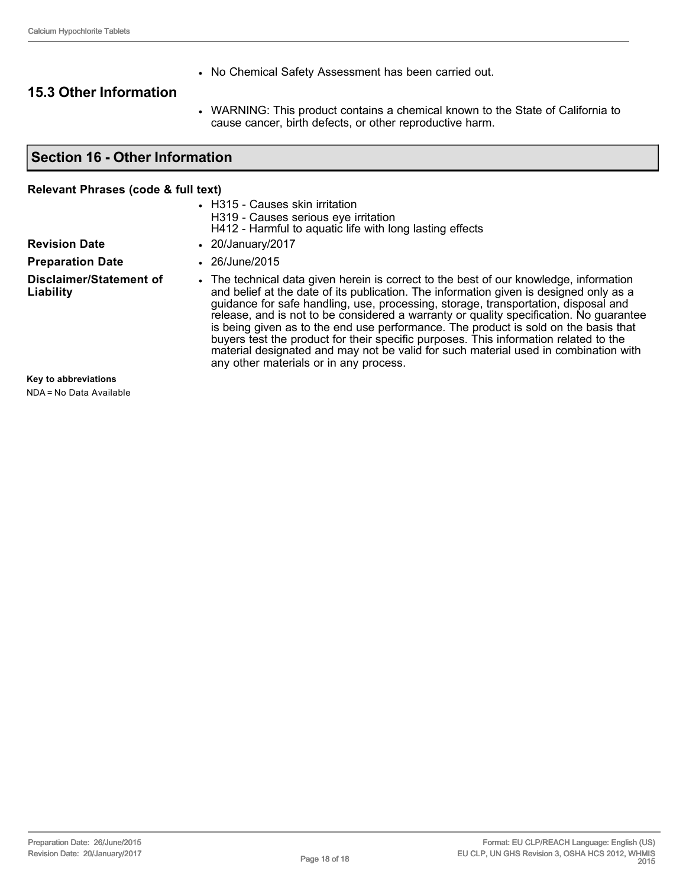- No Chemical Safety Assessment has been carried out.

## 15.3 Other Information

- WARNING: This product contains a chemical known to the State of California to cause cancer, birth defects, or other reproductive harm.

## Section 16 - Other Information

**Relevant Phrases (code & full text)**

- H315 - Causes skin irritation
  H319 - Causes serious eye irritation
  H412 - Harmful to aquatic life with long lasting effects

**Revision Date**

- 20/January/2017

**Preparation Date**

- 26/June/2015

**Disclaimer/Statement of Liability**

- The technical data given herein is correct to the best of our knowledge, information and belief at the date of its publication. The information given is designed only as a guidance for safe handling, use, processing, storage, transportation, disposal and release, and is not to be considered a warranty or quality specification. No guarantee is being given as to the end use performance. The product is sold on the basis that buyers test the product for their specific purposes. This information related to the material designated and may not be valid for such material used in combination with any other materials or in any process.

**Key to abbreviations**

NDA = No Data Available